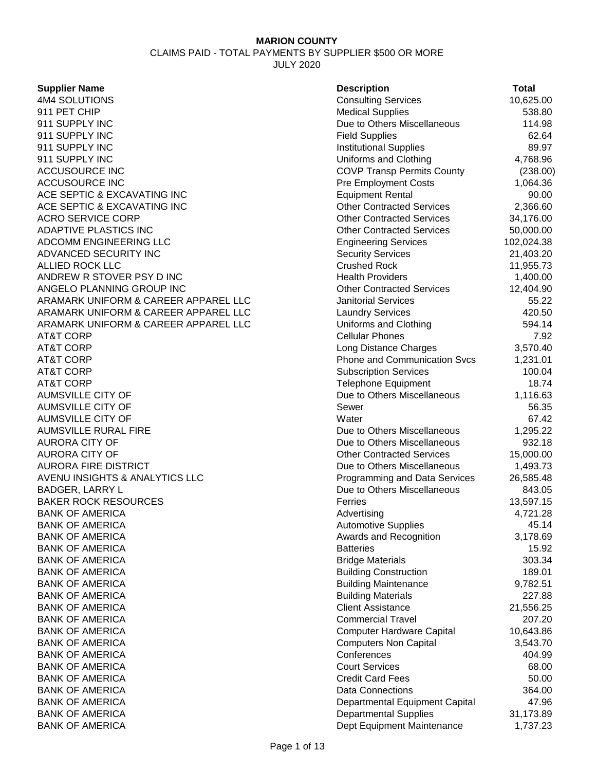**MARION COUNTY**

CLAIMS PAID - TOTAL PAYMENTS BY SUPPLIER $500 OR MORE

JULY 2020

| Supplier Name | Description | Total |
|---|---|---|
| 4M4 SOLUTIONS | Consulting Services | 10,625.00 |
| 911 PET CHIP | Medical Supplies | 538.80 |
| 911 SUPPLY INC | Due to Others Miscellaneous | 114.98 |
| 911 SUPPLY INC | Field Supplies | 62.64 |
| 911 SUPPLY INC | Institutional Supplies | 89.97 |
| 911 SUPPLY INC | Uniforms and Clothing | 4,768.96 |
| ACCUSOURCE INC | COVP Transp Permits County | (238.00) |
| ACCUSOURCE INC | Pre Employment Costs | 1,064.36 |
| ACE SEPTIC & EXCAVATING INC | Equipment Rental | 90.00 |
| ACE SEPTIC & EXCAVATING INC | Other Contracted Services | 2,366.60 |
| ACRO SERVICE CORP | Other Contracted Services | 34,176.00 |
| ADAPTIVE PLASTICS INC | Other Contracted Services | 50,000.00 |
| ADCOMM ENGINEERING LLC | Engineering Services | 102,024.38 |
| ADVANCED SECURITY INC | Security Services | 21,403.20 |
| ALLIED ROCK LLC | Crushed Rock | 11,955.73 |
| ANDREW R STOVER PSY D INC | Health Providers | 1,400.00 |
| ANGELO PLANNING GROUP INC | Other Contracted Services | 12,404.90 |
| ARAMARK UNIFORM & CAREER APPAREL LLC | Janitorial Services | 55.22 |
| ARAMARK UNIFORM & CAREER APPAREL LLC | Laundry Services | 420.50 |
| ARAMARK UNIFORM & CAREER APPAREL LLC | Uniforms and Clothing | 594.14 |
| AT&T CORP | Cellular Phones | 7.92 |
| AT&T CORP | Long Distance Charges | 3,570.40 |
| AT&T CORP | Phone and Communication Svcs | 1,231.01 |
| AT&T CORP | Subscription Services | 100.04 |
| AT&T CORP | Telephone Equipment | 18.74 |
| AUMSVILLE CITY OF | Due to Others Miscellaneous | 1,116.63 |
| AUMSVILLE CITY OF | Sewer | 56.35 |
| AUMSVILLE CITY OF | Water | 67.42 |
| AUMSVILLE RURAL FIRE | Due to Others Miscellaneous | 1,295.22 |
| AURORA CITY OF | Due to Others Miscellaneous | 932.18 |
| AURORA CITY OF | Other Contracted Services | 15,000.00 |
| AURORA FIRE DISTRICT | Due to Others Miscellaneous | 1,493.73 |
| AVENU INSIGHTS & ANALYTICS LLC | Programming and Data Services | 26,585.48 |
| BADGER, LARRY L | Due to Others Miscellaneous | 843.05 |
| BAKER ROCK RESOURCES | Ferries | 13,597.15 |
| BANK OF AMERICA | Advertising | 4,721.28 |
| BANK OF AMERICA | Automotive Supplies | 45.14 |
| BANK OF AMERICA | Awards and Recognition | 3,178.69 |
| BANK OF AMERICA | Batteries | 15.92 |
| BANK OF AMERICA | Bridge Materials | 303.34 |
| BANK OF AMERICA | Building Construction | 189.01 |
| BANK OF AMERICA | Building Maintenance | 9,782.51 |
| BANK OF AMERICA | Building Materials | 227.88 |
| BANK OF AMERICA | Client Assistance | 21,556.25 |
| BANK OF AMERICA | Commercial Travel | 207.20 |
| BANK OF AMERICA | Computer Hardware Capital | 10,643.86 |
| BANK OF AMERICA | Computers Non Capital | 3,543.70 |
| BANK OF AMERICA | Conferences | 404.99 |
| BANK OF AMERICA | Court Services | 68.00 |
| BANK OF AMERICA | Credit Card Fees | 50.00 |
| BANK OF AMERICA | Data Connections | 364.00 |
| BANK OF AMERICA | Departmental Equipment Capital | 47.96 |
| BANK OF AMERICA | Departmental Supplies | 31,173.89 |
| BANK OF AMERICA | Dept Equipment Maintenance | 1,737.23 |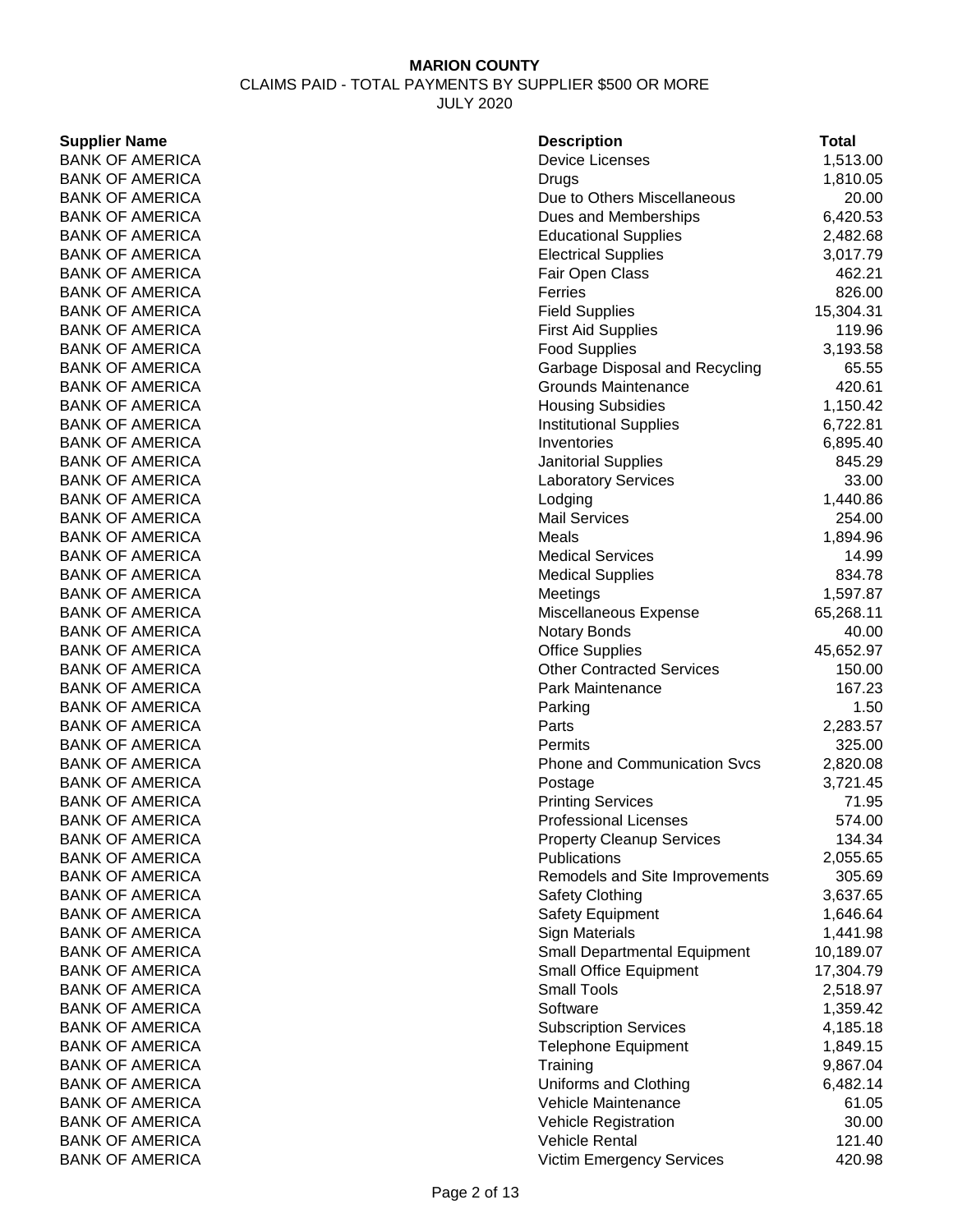**MARION COUNTY**

CLAIMS PAID - TOTAL PAYMENTS BY SUPPLIER $500 OR MORE

JULY 2020

| Supplier Name | Description | Total |
|---|---|---|
| BANK OF AMERICA | Device Licenses | 1,513.00 |
| BANK OF AMERICA | Drugs | 1,810.05 |
| BANK OF AMERICA | Due to Others Miscellaneous | 20.00 |
| BANK OF AMERICA | Dues and Memberships | 6,420.53 |
| BANK OF AMERICA | Educational Supplies | 2,482.68 |
| BANK OF AMERICA | Electrical Supplies | 3,017.79 |
| BANK OF AMERICA | Fair Open Class | 462.21 |
| BANK OF AMERICA | Ferries | 826.00 |
| BANK OF AMERICA | Field Supplies | 15,304.31 |
| BANK OF AMERICA | First Aid Supplies | 119.96 |
| BANK OF AMERICA | Food Supplies | 3,193.58 |
| BANK OF AMERICA | Garbage Disposal and Recycling | 65.55 |
| BANK OF AMERICA | Grounds Maintenance | 420.61 |
| BANK OF AMERICA | Housing Subsidies | 1,150.42 |
| BANK OF AMERICA | Institutional Supplies | 6,722.81 |
| BANK OF AMERICA | Inventories | 6,895.40 |
| BANK OF AMERICA | Janitorial Supplies | 845.29 |
| BANK OF AMERICA | Laboratory Services | 33.00 |
| BANK OF AMERICA | Lodging | 1,440.86 |
| BANK OF AMERICA | Mail Services | 254.00 |
| BANK OF AMERICA | Meals | 1,894.96 |
| BANK OF AMERICA | Medical Services | 14.99 |
| BANK OF AMERICA | Medical Supplies | 834.78 |
| BANK OF AMERICA | Meetings | 1,597.87 |
| BANK OF AMERICA | Miscellaneous Expense | 65,268.11 |
| BANK OF AMERICA | Notary Bonds | 40.00 |
| BANK OF AMERICA | Office Supplies | 45,652.97 |
| BANK OF AMERICA | Other Contracted Services | 150.00 |
| BANK OF AMERICA | Park Maintenance | 167.23 |
| BANK OF AMERICA | Parking | 1.50 |
| BANK OF AMERICA | Parts | 2,283.57 |
| BANK OF AMERICA | Permits | 325.00 |
| BANK OF AMERICA | Phone and Communication Svcs | 2,820.08 |
| BANK OF AMERICA | Postage | 3,721.45 |
| BANK OF AMERICA | Printing Services | 71.95 |
| BANK OF AMERICA | Professional Licenses | 574.00 |
| BANK OF AMERICA | Property Cleanup Services | 134.34 |
| BANK OF AMERICA | Publications | 2,055.65 |
| BANK OF AMERICA | Remodels and Site Improvements | 305.69 |
| BANK OF AMERICA | Safety Clothing | 3,637.65 |
| BANK OF AMERICA | Safety Equipment | 1,646.64 |
| BANK OF AMERICA | Sign Materials | 1,441.98 |
| BANK OF AMERICA | Small Departmental Equipment | 10,189.07 |
| BANK OF AMERICA | Small Office Equipment | 17,304.79 |
| BANK OF AMERICA | Small Tools | 2,518.97 |
| BANK OF AMERICA | Software | 1,359.42 |
| BANK OF AMERICA | Subscription Services | 4,185.18 |
| BANK OF AMERICA | Telephone Equipment | 1,849.15 |
| BANK OF AMERICA | Training | 9,867.04 |
| BANK OF AMERICA | Uniforms and Clothing | 6,482.14 |
| BANK OF AMERICA | Vehicle Maintenance | 61.05 |
| BANK OF AMERICA | Vehicle Registration | 30.00 |
| BANK OF AMERICA | Vehicle Rental | 121.40 |
| BANK OF AMERICA | Victim Emergency Services | 420.98 |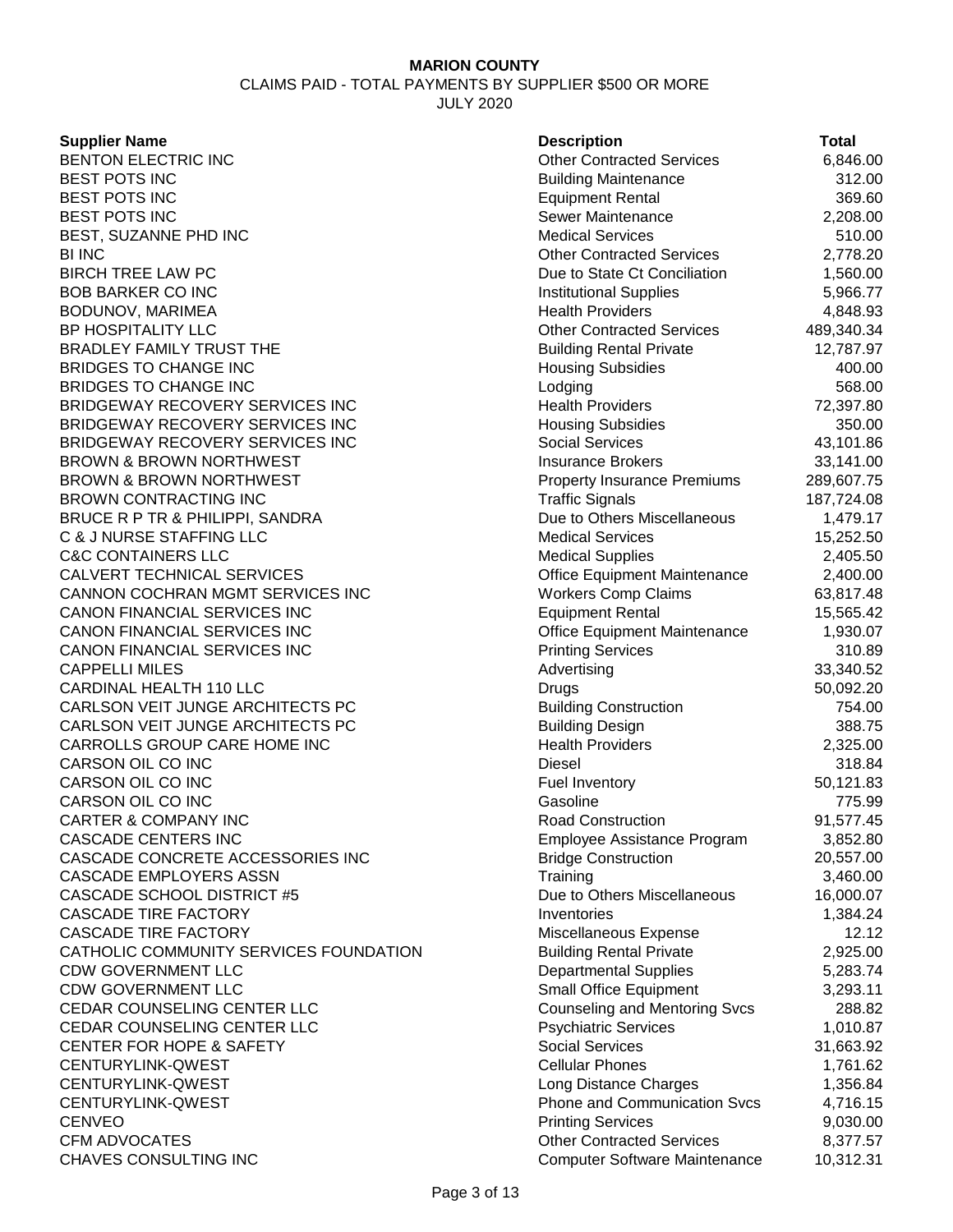**MARION COUNTY**

CLAIMS PAID - TOTAL PAYMENTS BY SUPPLIER $500 OR MORE

JULY 2020

| Supplier Name | Description | Total |
|---|---|---|
| BENTON ELECTRIC INC | Other Contracted Services | 6,846.00 |
| BEST POTS INC | Building Maintenance | 312.00 |
| BEST POTS INC | Equipment Rental | 369.60 |
| BEST POTS INC | Sewer Maintenance | 2,208.00 |
| BEST, SUZANNE PHD INC | Medical Services | 510.00 |
| BI INC | Other Contracted Services | 2,778.20 |
| BIRCH TREE LAW PC | Due to State Ct Conciliation | 1,560.00 |
| BOB BARKER CO INC | Institutional Supplies | 5,966.77 |
| BODUNOV, MARIMEA | Health Providers | 4,848.93 |
| BP HOSPITALITY LLC | Other Contracted Services | 489,340.34 |
| BRADLEY FAMILY TRUST THE | Building Rental Private | 12,787.97 |
| BRIDGES TO CHANGE INC | Housing Subsidies | 400.00 |
| BRIDGES TO CHANGE INC | Lodging | 568.00 |
| BRIDGEWAY RECOVERY SERVICES INC | Health Providers | 72,397.80 |
| BRIDGEWAY RECOVERY SERVICES INC | Housing Subsidies | 350.00 |
| BRIDGEWAY RECOVERY SERVICES INC | Social Services | 43,101.86 |
| BROWN & BROWN NORTHWEST | Insurance Brokers | 33,141.00 |
| BROWN & BROWN NORTHWEST | Property Insurance Premiums | 289,607.75 |
| BROWN CONTRACTING INC | Traffic Signals | 187,724.08 |
| BRUCE R P TR & PHILIPPI, SANDRA | Due to Others Miscellaneous | 1,479.17 |
| C & J NURSE STAFFING LLC | Medical Services | 15,252.50 |
| C&C CONTAINERS LLC | Medical Supplies | 2,405.50 |
| CALVERT TECHNICAL SERVICES | Office Equipment Maintenance | 2,400.00 |
| CANNON COCHRAN MGMT SERVICES INC | Workers Comp Claims | 63,817.48 |
| CANON FINANCIAL SERVICES INC | Equipment Rental | 15,565.42 |
| CANON FINANCIAL SERVICES INC | Office Equipment Maintenance | 1,930.07 |
| CANON FINANCIAL SERVICES INC | Printing Services | 310.89 |
| CAPPELLI MILES | Advertising | 33,340.52 |
| CARDINAL HEALTH 110 LLC | Drugs | 50,092.20 |
| CARLSON VEIT JUNGE ARCHITECTS PC | Building Construction | 754.00 |
| CARLSON VEIT JUNGE ARCHITECTS PC | Building Design | 388.75 |
| CARROLLS GROUP CARE HOME INC | Health Providers | 2,325.00 |
| CARSON OIL CO INC | Diesel | 318.84 |
| CARSON OIL CO INC | Fuel Inventory | 50,121.83 |
| CARSON OIL CO INC | Gasoline | 775.99 |
| CARTER & COMPANY INC | Road Construction | 91,577.45 |
| CASCADE CENTERS INC | Employee Assistance Program | 3,852.80 |
| CASCADE CONCRETE ACCESSORIES INC | Bridge Construction | 20,557.00 |
| CASCADE EMPLOYERS ASSN | Training | 3,460.00 |
| CASCADE SCHOOL DISTRICT #5 | Due to Others Miscellaneous | 16,000.07 |
| CASCADE TIRE FACTORY | Inventories | 1,384.24 |
| CASCADE TIRE FACTORY | Miscellaneous Expense | 12.12 |
| CATHOLIC COMMUNITY SERVICES FOUNDATION | Building Rental Private | 2,925.00 |
| CDW GOVERNMENT LLC | Departmental Supplies | 5,283.74 |
| CDW GOVERNMENT LLC | Small Office Equipment | 3,293.11 |
| CEDAR COUNSELING CENTER LLC | Counseling and Mentoring Svcs | 288.82 |
| CEDAR COUNSELING CENTER LLC | Psychiatric Services | 1,010.87 |
| CENTER FOR HOPE & SAFETY | Social Services | 31,663.92 |
| CENTURYLINK-QWEST | Cellular Phones | 1,761.62 |
| CENTURYLINK-QWEST | Long Distance Charges | 1,356.84 |
| CENTURYLINK-QWEST | Phone and Communication Svcs | 4,716.15 |
| CENVEO | Printing Services | 9,030.00 |
| CFM ADVOCATES | Other Contracted Services | 8,377.57 |
| CHAVES CONSULTING INC | Computer Software Maintenance | 10,312.31 |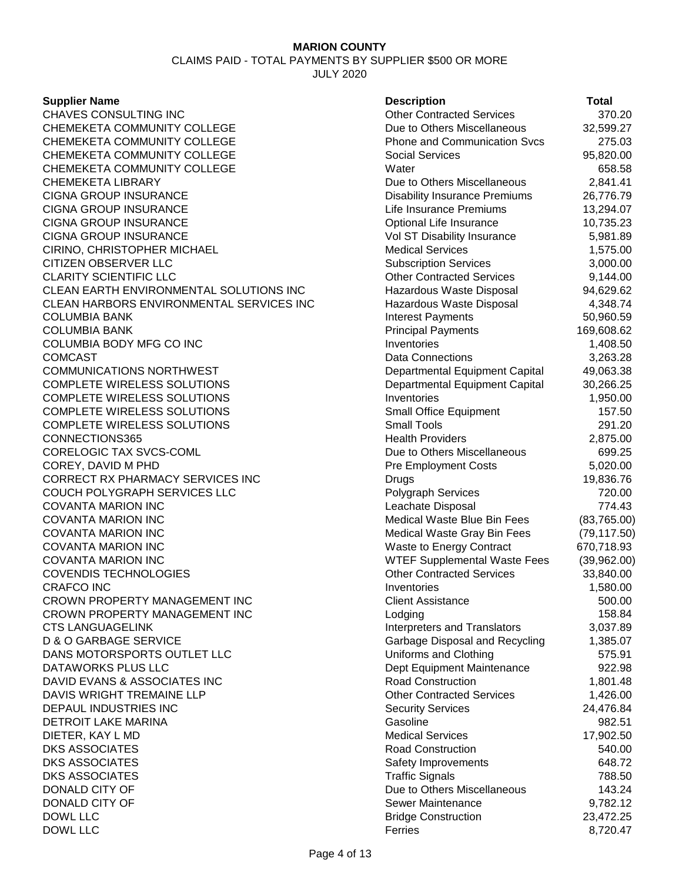**MARION COUNTY**

CLAIMS PAID - TOTAL PAYMENTS BY SUPPLIER $500 OR MORE

JULY 2020

| Supplier Name | Description | Total |
|---|---|---|
| CHAVES CONSULTING INC | Other Contracted Services | 370.20 |
| CHEMEKETA COMMUNITY COLLEGE | Due to Others Miscellaneous | 32,599.27 |
| CHEMEKETA COMMUNITY COLLEGE | Phone and Communication Svcs | 275.03 |
| CHEMEKETA COMMUNITY COLLEGE | Social Services | 95,820.00 |
| CHEMEKETA COMMUNITY COLLEGE | Water | 658.58 |
| CHEMEKETA LIBRARY | Due to Others Miscellaneous | 2,841.41 |
| CIGNA GROUP INSURANCE | Disability Insurance Premiums | 26,776.79 |
| CIGNA GROUP INSURANCE | Life Insurance Premiums | 13,294.07 |
| CIGNA GROUP INSURANCE | Optional Life Insurance | 10,735.23 |
| CIGNA GROUP INSURANCE | Vol ST Disability Insurance | 5,981.89 |
| CIRINO, CHRISTOPHER MICHAEL | Medical Services | 1,575.00 |
| CITIZEN OBSERVER LLC | Subscription Services | 3,000.00 |
| CLARITY SCIENTIFIC LLC | Other Contracted Services | 9,144.00 |
| CLEAN EARTH ENVIRONMENTAL SOLUTIONS INC | Hazardous Waste Disposal | 94,629.62 |
| CLEAN HARBORS ENVIRONMENTAL SERVICES INC | Hazardous Waste Disposal | 4,348.74 |
| COLUMBIA BANK | Interest Payments | 50,960.59 |
| COLUMBIA BANK | Principal Payments | 169,608.62 |
| COLUMBIA BODY MFG CO INC | Inventories | 1,408.50 |
| COMCAST | Data Connections | 3,263.28 |
| COMMUNICATIONS NORTHWEST | Departmental Equipment Capital | 49,063.38 |
| COMPLETE WIRELESS SOLUTIONS | Departmental Equipment Capital | 30,266.25 |
| COMPLETE WIRELESS SOLUTIONS | Inventories | 1,950.00 |
| COMPLETE WIRELESS SOLUTIONS | Small Office Equipment | 157.50 |
| COMPLETE WIRELESS SOLUTIONS | Small Tools | 291.20 |
| CONNECTIONS365 | Health Providers | 2,875.00 |
| CORELOGIC TAX SVCS-COML | Due to Others Miscellaneous | 699.25 |
| COREY, DAVID M PHD | Pre Employment Costs | 5,020.00 |
| CORRECT RX PHARMACY SERVICES INC | Drugs | 19,836.76 |
| COUCH POLYGRAPH SERVICES LLC | Polygraph Services | 720.00 |
| COVANTA MARION INC | Leachate Disposal | 774.43 |
| COVANTA MARION INC | Medical Waste Blue Bin Fees | (83,765.00) |
| COVANTA MARION INC | Medical Waste Gray Bin Fees | (79,117.50) |
| COVANTA MARION INC | Waste to Energy Contract | 670,718.93 |
| COVANTA MARION INC | WTEF Supplemental Waste Fees | (39,962.00) |
| COVENDIS TECHNOLOGIES | Other Contracted Services | 33,840.00 |
| CRAFCO INC | Inventories | 1,580.00 |
| CROWN PROPERTY MANAGEMENT INC | Client Assistance | 500.00 |
| CROWN PROPERTY MANAGEMENT INC | Lodging | 158.84 |
| CTS LANGUAGELINK | Interpreters and Translators | 3,037.89 |
| D & O GARBAGE SERVICE | Garbage Disposal and Recycling | 1,385.07 |
| DANS MOTORSPORTS OUTLET LLC | Uniforms and Clothing | 575.91 |
| DATAWORKS PLUS LLC | Dept Equipment Maintenance | 922.98 |
| DAVID EVANS & ASSOCIATES INC | Road Construction | 1,801.48 |
| DAVIS WRIGHT TREMAINE LLP | Other Contracted Services | 1,426.00 |
| DEPAUL INDUSTRIES INC | Security Services | 24,476.84 |
| DETROIT LAKE MARINA | Gasoline | 982.51 |
| DIETER, KAY L MD | Medical Services | 17,902.50 |
| DKS ASSOCIATES | Road Construction | 540.00 |
| DKS ASSOCIATES | Safety Improvements | 648.72 |
| DKS ASSOCIATES | Traffic Signals | 788.50 |
| DONALD CITY OF | Due to Others Miscellaneous | 143.24 |
| DONALD CITY OF | Sewer Maintenance | 9,782.12 |
| DOWL LLC | Bridge Construction | 23,472.25 |
| DOWL LLC | Ferries | 8,720.47 |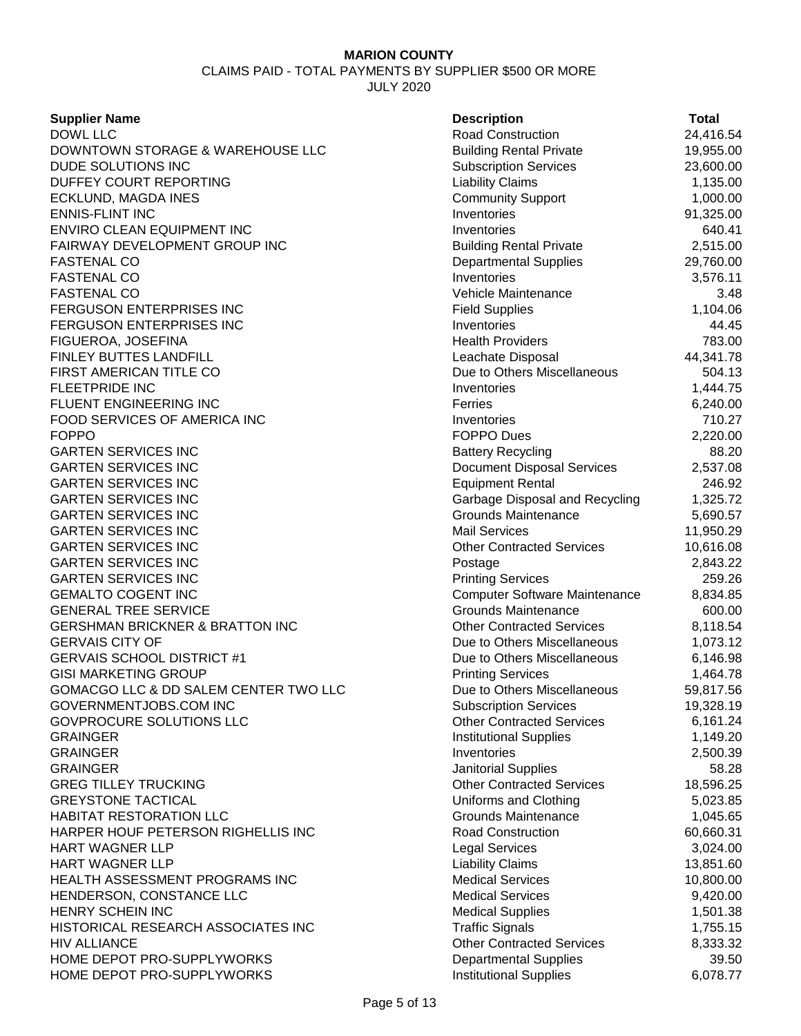**MARION COUNTY**

CLAIMS PAID - TOTAL PAYMENTS BY SUPPLIER $500 OR MORE

JULY 2020

| Supplier Name | Description | Total |
|---|---|---|
| DOWL LLC | Road Construction | 24,416.54 |
| DOWNTOWN STORAGE & WAREHOUSE LLC | Building Rental Private | 19,955.00 |
| DUDE SOLUTIONS INC | Subscription Services | 23,600.00 |
| DUFFEY COURT REPORTING | Liability Claims | 1,135.00 |
| ECKLUND, MAGDA INES | Community Support | 1,000.00 |
| ENNIS-FLINT INC | Inventories | 91,325.00 |
| ENVIRO CLEAN EQUIPMENT INC | Inventories | 640.41 |
| FAIRWAY DEVELOPMENT GROUP INC | Building Rental Private | 2,515.00 |
| FASTENAL CO | Departmental Supplies | 29,760.00 |
| FASTENAL CO | Inventories | 3,576.11 |
| FASTENAL CO | Vehicle Maintenance | 3.48 |
| FERGUSON ENTERPRISES INC | Field Supplies | 1,104.06 |
| FERGUSON ENTERPRISES INC | Inventories | 44.45 |
| FIGUEROA, JOSEFINA | Health Providers | 783.00 |
| FINLEY BUTTES LANDFILL | Leachate Disposal | 44,341.78 |
| FIRST AMERICAN TITLE CO | Due to Others Miscellaneous | 504.13 |
| FLEETPRIDE INC | Inventories | 1,444.75 |
| FLUENT ENGINEERING INC | Ferries | 6,240.00 |
| FOOD SERVICES OF AMERICA INC | Inventories | 710.27 |
| FOPPO | FOPPO Dues | 2,220.00 |
| GARTEN SERVICES INC | Battery Recycling | 88.20 |
| GARTEN SERVICES INC | Document Disposal Services | 2,537.08 |
| GARTEN SERVICES INC | Equipment Rental | 246.92 |
| GARTEN SERVICES INC | Garbage Disposal and Recycling | 1,325.72 |
| GARTEN SERVICES INC | Grounds Maintenance | 5,690.57 |
| GARTEN SERVICES INC | Mail Services | 11,950.29 |
| GARTEN SERVICES INC | Other Contracted Services | 10,616.08 |
| GARTEN SERVICES INC | Postage | 2,843.22 |
| GARTEN SERVICES INC | Printing Services | 259.26 |
| GEMALTO COGENT INC | Computer Software Maintenance | 8,834.85 |
| GENERAL TREE SERVICE | Grounds Maintenance | 600.00 |
| GERSHMAN BRICKNER & BRATTON INC | Other Contracted Services | 8,118.54 |
| GERVAIS CITY OF | Due to Others Miscellaneous | 1,073.12 |
| GERVAIS SCHOOL DISTRICT #1 | Due to Others Miscellaneous | 6,146.98 |
| GISI MARKETING GROUP | Printing Services | 1,464.78 |
| GOMACGO LLC & DD SALEM CENTER TWO LLC | Due to Others Miscellaneous | 59,817.56 |
| GOVERNMENTJOBS.COM INC | Subscription Services | 19,328.19 |
| GOVPROCURE SOLUTIONS LLC | Other Contracted Services | 6,161.24 |
| GRAINGER | Institutional Supplies | 1,149.20 |
| GRAINGER | Inventories | 2,500.39 |
| GRAINGER | Janitorial Supplies | 58.28 |
| GREG TILLEY TRUCKING | Other Contracted Services | 18,596.25 |
| GREYSTONE TACTICAL | Uniforms and Clothing | 5,023.85 |
| HABITAT RESTORATION LLC | Grounds Maintenance | 1,045.65 |
| HARPER HOUF PETERSON RIGHELLIS INC | Road Construction | 60,660.31 |
| HART WAGNER LLP | Legal Services | 3,024.00 |
| HART WAGNER LLP | Liability Claims | 13,851.60 |
| HEALTH ASSESSMENT PROGRAMS INC | Medical Services | 10,800.00 |
| HENDERSON, CONSTANCE LLC | Medical Services | 9,420.00 |
| HENRY SCHEIN INC | Medical Supplies | 1,501.38 |
| HISTORICAL RESEARCH ASSOCIATES INC | Traffic Signals | 1,755.15 |
| HIV ALLIANCE | Other Contracted Services | 8,333.32 |
| HOME DEPOT PRO-SUPPLYWORKS | Departmental Supplies | 39.50 |
| HOME DEPOT PRO-SUPPLYWORKS | Institutional Supplies | 6,078.77 |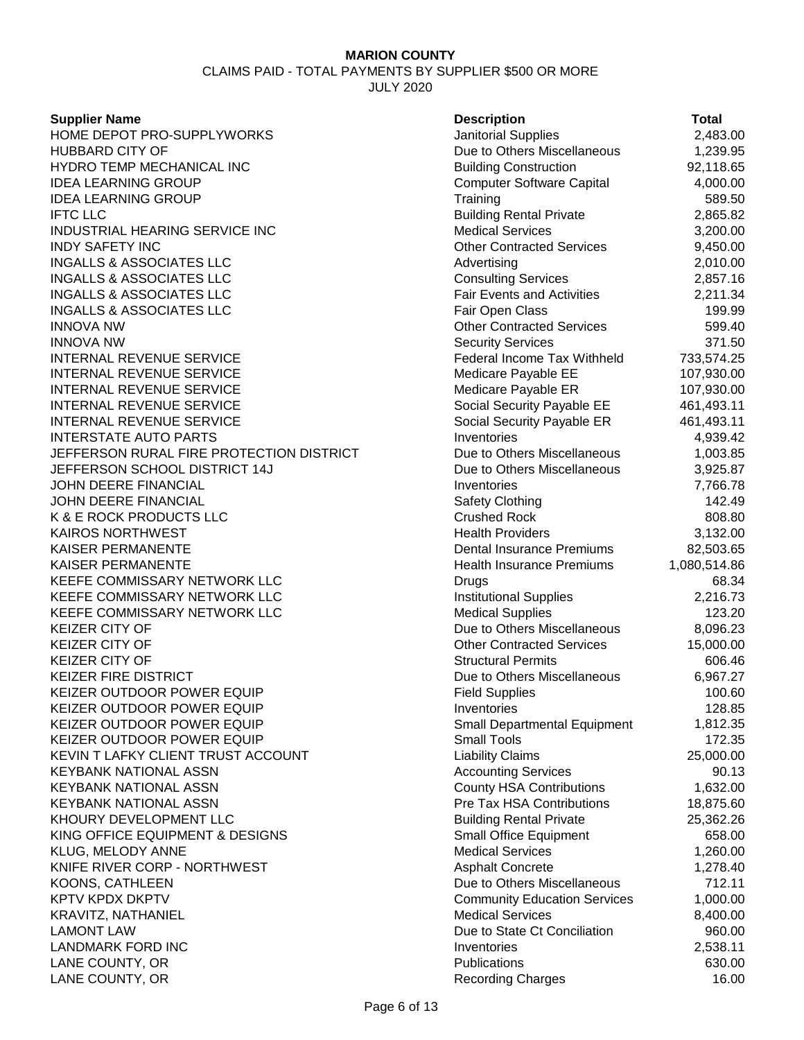**MARION COUNTY**

CLAIMS PAID - TOTAL PAYMENTS BY SUPPLIER $500 OR MORE

JULY 2020

| Supplier Name | Description | Total |
|---|---|---|
| HOME DEPOT PRO-SUPPLYWORKS | Janitorial Supplies | 2,483.00 |
| HUBBARD CITY OF | Due to Others Miscellaneous | 1,239.95 |
| HYDRO TEMP MECHANICAL INC | Building Construction | 92,118.65 |
| IDEA LEARNING GROUP | Computer Software Capital | 4,000.00 |
| IDEA LEARNING GROUP | Training | 589.50 |
| IFTC LLC | Building Rental Private | 2,865.82 |
| INDUSTRIAL HEARING SERVICE INC | Medical Services | 3,200.00 |
| INDY SAFETY INC | Other Contracted Services | 9,450.00 |
| INGALLS & ASSOCIATES LLC | Advertising | 2,010.00 |
| INGALLS & ASSOCIATES LLC | Consulting Services | 2,857.16 |
| INGALLS & ASSOCIATES LLC | Fair Events and Activities | 2,211.34 |
| INGALLS & ASSOCIATES LLC | Fair Open Class | 199.99 |
| INNOVA NW | Other Contracted Services | 599.40 |
| INNOVA NW | Security Services | 371.50 |
| INTERNAL REVENUE SERVICE | Federal Income Tax Withheld | 733,574.25 |
| INTERNAL REVENUE SERVICE | Medicare Payable EE | 107,930.00 |
| INTERNAL REVENUE SERVICE | Medicare Payable ER | 107,930.00 |
| INTERNAL REVENUE SERVICE | Social Security Payable EE | 461,493.11 |
| INTERNAL REVENUE SERVICE | Social Security Payable ER | 461,493.11 |
| INTERSTATE AUTO PARTS | Inventories | 4,939.42 |
| JEFFERSON RURAL FIRE PROTECTION DISTRICT | Due to Others Miscellaneous | 1,003.85 |
| JEFFERSON SCHOOL DISTRICT 14J | Due to Others Miscellaneous | 3,925.87 |
| JOHN DEERE FINANCIAL | Inventories | 7,766.78 |
| JOHN DEERE FINANCIAL | Safety Clothing | 142.49 |
| K & E ROCK PRODUCTS LLC | Crushed Rock | 808.80 |
| KAIROS NORTHWEST | Health Providers | 3,132.00 |
| KAISER PERMANENTE | Dental Insurance Premiums | 82,503.65 |
| KAISER PERMANENTE | Health Insurance Premiums | 1,080,514.86 |
| KEEFE COMMISSARY NETWORK LLC | Drugs | 68.34 |
| KEEFE COMMISSARY NETWORK LLC | Institutional Supplies | 2,216.73 |
| KEEFE COMMISSARY NETWORK LLC | Medical Supplies | 123.20 |
| KEIZER CITY OF | Due to Others Miscellaneous | 8,096.23 |
| KEIZER CITY OF | Other Contracted Services | 15,000.00 |
| KEIZER CITY OF | Structural Permits | 606.46 |
| KEIZER FIRE DISTRICT | Due to Others Miscellaneous | 6,967.27 |
| KEIZER OUTDOOR POWER EQUIP | Field Supplies | 100.60 |
| KEIZER OUTDOOR POWER EQUIP | Inventories | 128.85 |
| KEIZER OUTDOOR POWER EQUIP | Small Departmental Equipment | 1,812.35 |
| KEIZER OUTDOOR POWER EQUIP | Small Tools | 172.35 |
| KEVIN T LAFKY CLIENT TRUST ACCOUNT | Liability Claims | 25,000.00 |
| KEYBANK NATIONAL ASSN | Accounting Services | 90.13 |
| KEYBANK NATIONAL ASSN | County HSA Contributions | 1,632.00 |
| KEYBANK NATIONAL ASSN | Pre Tax HSA Contributions | 18,875.60 |
| KHOURY DEVELOPMENT LLC | Building Rental Private | 25,362.26 |
| KING OFFICE EQUIPMENT & DESIGNS | Small Office Equipment | 658.00 |
| KLUG, MELODY ANNE | Medical Services | 1,260.00 |
| KNIFE RIVER CORP - NORTHWEST | Asphalt Concrete | 1,278.40 |
| KOONS, CATHLEEN | Due to Others Miscellaneous | 712.11 |
| KPTV KPDX DKPTV | Community Education Services | 1,000.00 |
| KRAVITZ, NATHANIEL | Medical Services | 8,400.00 |
| LAMONT LAW | Due to State Ct Conciliation | 960.00 |
| LANDMARK FORD INC | Inventories | 2,538.11 |
| LANE COUNTY, OR | Publications | 630.00 |
| LANE COUNTY, OR | Recording Charges | 16.00 |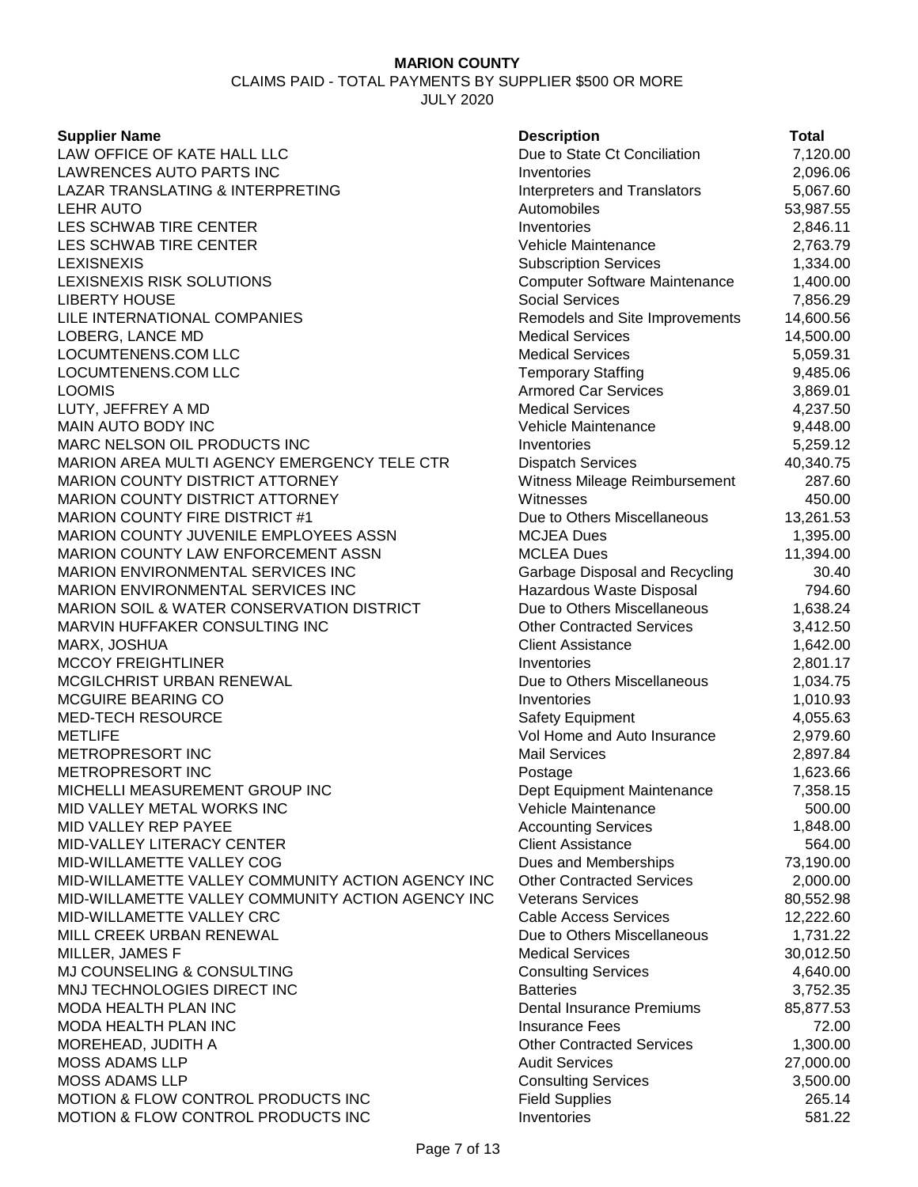**MARION COUNTY**

CLAIMS PAID - TOTAL PAYMENTS BY SUPPLIER $500 OR MORE

JULY 2020

| Supplier Name | Description | Total |
|---|---|---|
| LAW OFFICE OF KATE HALL LLC | Due to State Ct Conciliation | 7,120.00 |
| LAWRENCES AUTO PARTS INC | Inventories | 2,096.06 |
| LAZAR TRANSLATING & INTERPRETING | Interpreters and Translators | 5,067.60 |
| LEHR AUTO | Automobiles | 53,987.55 |
| LES SCHWAB TIRE CENTER | Inventories | 2,846.11 |
| LES SCHWAB TIRE CENTER | Vehicle Maintenance | 2,763.79 |
| LEXISNEXIS | Subscription Services | 1,334.00 |
| LEXISNEXIS RISK SOLUTIONS | Computer Software Maintenance | 1,400.00 |
| LIBERTY HOUSE | Social Services | 7,856.29 |
| LILE INTERNATIONAL COMPANIES | Remodels and Site Improvements | 14,600.56 |
| LOBERG, LANCE MD | Medical Services | 14,500.00 |
| LOCUMTENENS.COM LLC | Medical Services | 5,059.31 |
| LOCUMTENENS.COM LLC | Temporary Staffing | 9,485.06 |
| LOOMIS | Armored Car Services | 3,869.01 |
| LUTY, JEFFREY A MD | Medical Services | 4,237.50 |
| MAIN AUTO BODY INC | Vehicle Maintenance | 9,448.00 |
| MARC NELSON OIL PRODUCTS INC | Inventories | 5,259.12 |
| MARION AREA MULTI AGENCY EMERGENCY TELE CTR | Dispatch Services | 40,340.75 |
| MARION COUNTY DISTRICT ATTORNEY | Witness Mileage Reimbursement | 287.60 |
| MARION COUNTY DISTRICT ATTORNEY | Witnesses | 450.00 |
| MARION COUNTY FIRE DISTRICT #1 | Due to Others Miscellaneous | 13,261.53 |
| MARION COUNTY JUVENILE EMPLOYEES ASSN | MCJEA Dues | 1,395.00 |
| MARION COUNTY LAW ENFORCEMENT ASSN | MCLEA Dues | 11,394.00 |
| MARION ENVIRONMENTAL SERVICES INC | Garbage Disposal and Recycling | 30.40 |
| MARION ENVIRONMENTAL SERVICES INC | Hazardous Waste Disposal | 794.60 |
| MARION SOIL & WATER CONSERVATION DISTRICT | Due to Others Miscellaneous | 1,638.24 |
| MARVIN HUFFAKER CONSULTING INC | Other Contracted Services | 3,412.50 |
| MARX, JOSHUA | Client Assistance | 1,642.00 |
| MCCOY FREIGHTLINER | Inventories | 2,801.17 |
| MCGILCHRIST URBAN RENEWAL | Due to Others Miscellaneous | 1,034.75 |
| MCGUIRE BEARING CO | Inventories | 1,010.93 |
| MED-TECH RESOURCE | Safety Equipment | 4,055.63 |
| METLIFE | Vol Home and Auto Insurance | 2,979.60 |
| METROPRESORT INC | Mail Services | 2,897.84 |
| METROPRESORT INC | Postage | 1,623.66 |
| MICHELLI MEASUREMENT GROUP INC | Dept Equipment Maintenance | 7,358.15 |
| MID VALLEY METAL WORKS INC | Vehicle Maintenance | 500.00 |
| MID VALLEY REP PAYEE | Accounting Services | 1,848.00 |
| MID-VALLEY LITERACY CENTER | Client Assistance | 564.00 |
| MID-WILLAMETTE VALLEY COG | Dues and Memberships | 73,190.00 |
| MID-WILLAMETTE VALLEY COMMUNITY ACTION AGENCY INC | Other Contracted Services | 2,000.00 |
| MID-WILLAMETTE VALLEY COMMUNITY ACTION AGENCY INC | Veterans Services | 80,552.98 |
| MID-WILLAMETTE VALLEY CRC | Cable Access Services | 12,222.60 |
| MILL CREEK URBAN RENEWAL | Due to Others Miscellaneous | 1,731.22 |
| MILLER, JAMES F | Medical Services | 30,012.50 |
| MJ COUNSELING & CONSULTING | Consulting Services | 4,640.00 |
| MNJ TECHNOLOGIES DIRECT INC | Batteries | 3,752.35 |
| MODA HEALTH PLAN INC | Dental Insurance Premiums | 85,877.53 |
| MODA HEALTH PLAN INC | Insurance Fees | 72.00 |
| MOREHEAD, JUDITH A | Other Contracted Services | 1,300.00 |
| MOSS ADAMS LLP | Audit Services | 27,000.00 |
| MOSS ADAMS LLP | Consulting Services | 3,500.00 |
| MOTION & FLOW CONTROL PRODUCTS INC | Field Supplies | 265.14 |
| MOTION & FLOW CONTROL PRODUCTS INC | Inventories | 581.22 |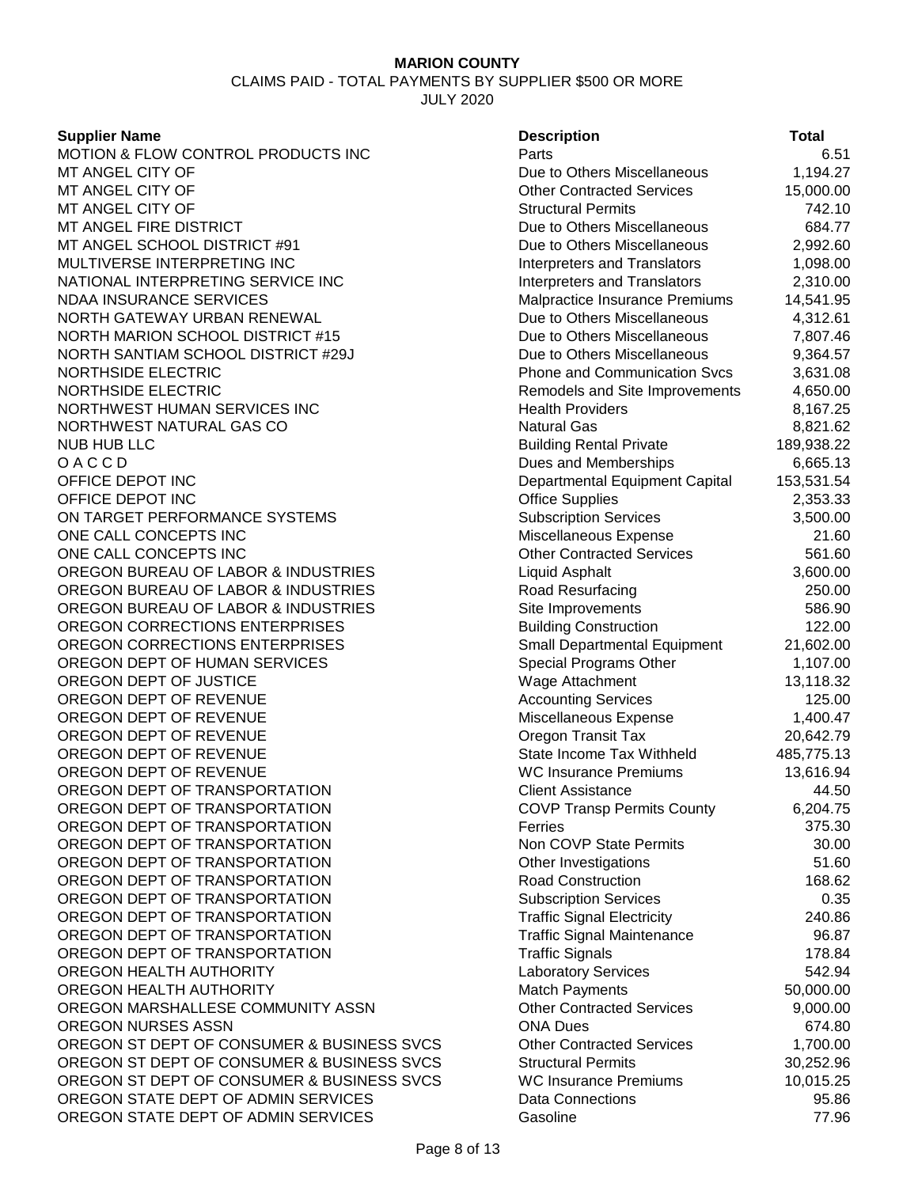**MARION COUNTY**

CLAIMS PAID - TOTAL PAYMENTS BY SUPPLIER $500 OR MORE

JULY 2020

| Supplier Name | Description | Total |
|---|---|---|
| MOTION & FLOW CONTROL PRODUCTS INC | Parts | 6.51 |
| MT ANGEL CITY OF | Due to Others Miscellaneous | 1,194.27 |
| MT ANGEL CITY OF | Other Contracted Services | 15,000.00 |
| MT ANGEL CITY OF | Structural Permits | 742.10 |
| MT ANGEL FIRE DISTRICT | Due to Others Miscellaneous | 684.77 |
| MT ANGEL SCHOOL DISTRICT #91 | Due to Others Miscellaneous | 2,992.60 |
| MULTIVERSE INTERPRETING INC | Interpreters and Translators | 1,098.00 |
| NATIONAL INTERPRETING SERVICE INC | Interpreters and Translators | 2,310.00 |
| NDAA INSURANCE SERVICES | Malpractice Insurance Premiums | 14,541.95 |
| NORTH GATEWAY URBAN RENEWAL | Due to Others Miscellaneous | 4,312.61 |
| NORTH MARION SCHOOL DISTRICT #15 | Due to Others Miscellaneous | 7,807.46 |
| NORTH SANTIAM SCHOOL DISTRICT #29J | Due to Others Miscellaneous | 9,364.57 |
| NORTHSIDE ELECTRIC | Phone and Communication Svcs | 3,631.08 |
| NORTHSIDE ELECTRIC | Remodels and Site Improvements | 4,650.00 |
| NORTHWEST HUMAN SERVICES INC | Health Providers | 8,167.25 |
| NORTHWEST NATURAL GAS CO | Natural Gas | 8,821.62 |
| NUB HUB LLC | Building Rental Private | 189,938.22 |
| O A C C D | Dues and Memberships | 6,665.13 |
| OFFICE DEPOT INC | Departmental Equipment Capital | 153,531.54 |
| OFFICE DEPOT INC | Office Supplies | 2,353.33 |
| ON TARGET PERFORMANCE SYSTEMS | Subscription Services | 3,500.00 |
| ONE CALL CONCEPTS INC | Miscellaneous Expense | 21.60 |
| ONE CALL CONCEPTS INC | Other Contracted Services | 561.60 |
| OREGON BUREAU OF LABOR & INDUSTRIES | Liquid Asphalt | 3,600.00 |
| OREGON BUREAU OF LABOR & INDUSTRIES | Road Resurfacing | 250.00 |
| OREGON BUREAU OF LABOR & INDUSTRIES | Site Improvements | 586.90 |
| OREGON CORRECTIONS ENTERPRISES | Building Construction | 122.00 |
| OREGON CORRECTIONS ENTERPRISES | Small Departmental Equipment | 21,602.00 |
| OREGON DEPT OF HUMAN SERVICES | Special Programs Other | 1,107.00 |
| OREGON DEPT OF JUSTICE | Wage Attachment | 13,118.32 |
| OREGON DEPT OF REVENUE | Accounting Services | 125.00 |
| OREGON DEPT OF REVENUE | Miscellaneous Expense | 1,400.47 |
| OREGON DEPT OF REVENUE | Oregon Transit Tax | 20,642.79 |
| OREGON DEPT OF REVENUE | State Income Tax Withheld | 485,775.13 |
| OREGON DEPT OF REVENUE | WC Insurance Premiums | 13,616.94 |
| OREGON DEPT OF TRANSPORTATION | Client Assistance | 44.50 |
| OREGON DEPT OF TRANSPORTATION | COVP Transp Permits County | 6,204.75 |
| OREGON DEPT OF TRANSPORTATION | Ferries | 375.30 |
| OREGON DEPT OF TRANSPORTATION | Non COVP State Permits | 30.00 |
| OREGON DEPT OF TRANSPORTATION | Other Investigations | 51.60 |
| OREGON DEPT OF TRANSPORTATION | Road Construction | 168.62 |
| OREGON DEPT OF TRANSPORTATION | Subscription Services | 0.35 |
| OREGON DEPT OF TRANSPORTATION | Traffic Signal Electricity | 240.86 |
| OREGON DEPT OF TRANSPORTATION | Traffic Signal Maintenance | 96.87 |
| OREGON DEPT OF TRANSPORTATION | Traffic Signals | 178.84 |
| OREGON HEALTH AUTHORITY | Laboratory Services | 542.94 |
| OREGON HEALTH AUTHORITY | Match Payments | 50,000.00 |
| OREGON MARSHALLESE COMMUNITY ASSN | Other Contracted Services | 9,000.00 |
| OREGON NURSES ASSN | ONA Dues | 674.80 |
| OREGON ST DEPT OF CONSUMER & BUSINESS SVCS | Other Contracted Services | 1,700.00 |
| OREGON ST DEPT OF CONSUMER & BUSINESS SVCS | Structural Permits | 30,252.96 |
| OREGON ST DEPT OF CONSUMER & BUSINESS SVCS | WC Insurance Premiums | 10,015.25 |
| OREGON STATE DEPT OF ADMIN SERVICES | Data Connections | 95.86 |
| OREGON STATE DEPT OF ADMIN SERVICES | Gasoline | 77.96 |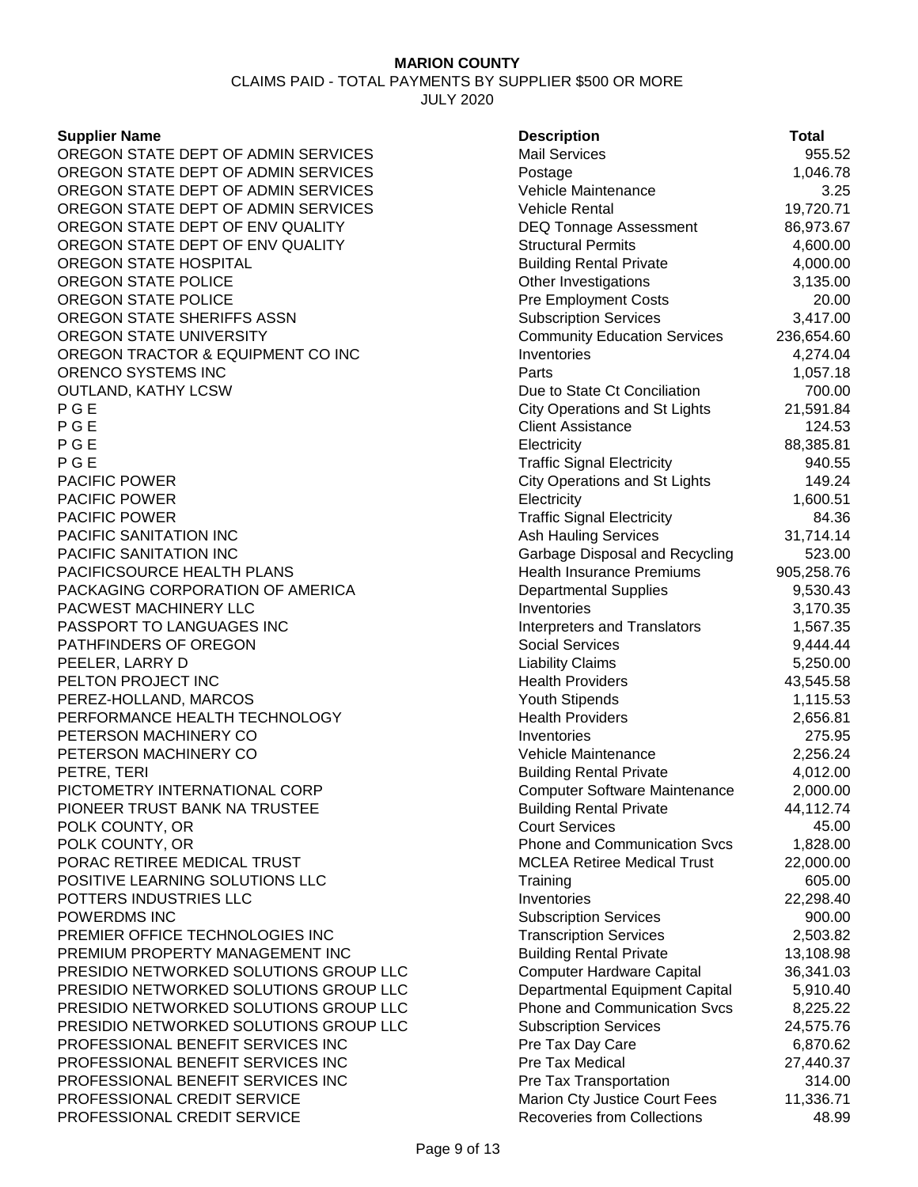**MARION COUNTY**

CLAIMS PAID - TOTAL PAYMENTS BY SUPPLIER $500 OR MORE

JULY 2020

| Supplier Name | Description | Total |
|---|---|---|
| OREGON STATE DEPT OF ADMIN SERVICES | Mail Services | 955.52 |
| OREGON STATE DEPT OF ADMIN SERVICES | Postage | 1,046.78 |
| OREGON STATE DEPT OF ADMIN SERVICES | Vehicle Maintenance | 3.25 |
| OREGON STATE DEPT OF ADMIN SERVICES | Vehicle Rental | 19,720.71 |
| OREGON STATE DEPT OF ENV QUALITY | DEQ Tonnage Assessment | 86,973.67 |
| OREGON STATE DEPT OF ENV QUALITY | Structural Permits | 4,600.00 |
| OREGON STATE HOSPITAL | Building Rental Private | 4,000.00 |
| OREGON STATE POLICE | Other Investigations | 3,135.00 |
| OREGON STATE POLICE | Pre Employment Costs | 20.00 |
| OREGON STATE SHERIFFS ASSN | Subscription Services | 3,417.00 |
| OREGON STATE UNIVERSITY | Community Education Services | 236,654.60 |
| OREGON TRACTOR & EQUIPMENT CO INC | Inventories | 4,274.04 |
| ORENCO SYSTEMS INC | Parts | 1,057.18 |
| OUTLAND, KATHY LCSW | Due to State Ct Conciliation | 700.00 |
| P G E | City Operations and St Lights | 21,591.84 |
| P G E | Client Assistance | 124.53 |
| P G E | Electricity | 88,385.81 |
| P G E | Traffic Signal Electricity | 940.55 |
| PACIFIC POWER | City Operations and St Lights | 149.24 |
| PACIFIC POWER | Electricity | 1,600.51 |
| PACIFIC POWER | Traffic Signal Electricity | 84.36 |
| PACIFIC SANITATION INC | Ash Hauling Services | 31,714.14 |
| PACIFIC SANITATION INC | Garbage Disposal and Recycling | 523.00 |
| PACIFICSOURCE HEALTH PLANS | Health Insurance Premiums | 905,258.76 |
| PACKAGING CORPORATION OF AMERICA | Departmental Supplies | 9,530.43 |
| PACWEST MACHINERY LLC | Inventories | 3,170.35 |
| PASSPORT TO LANGUAGES INC | Interpreters and Translators | 1,567.35 |
| PATHFINDERS OF OREGON | Social Services | 9,444.44 |
| PEELER, LARRY D | Liability Claims | 5,250.00 |
| PELTON PROJECT INC | Health Providers | 43,545.58 |
| PEREZ-HOLLAND, MARCOS | Youth Stipends | 1,115.53 |
| PERFORMANCE HEALTH TECHNOLOGY | Health Providers | 2,656.81 |
| PETERSON MACHINERY CO | Inventories | 275.95 |
| PETERSON MACHINERY CO | Vehicle Maintenance | 2,256.24 |
| PETRE, TERI | Building Rental Private | 4,012.00 |
| PICTOMETRY INTERNATIONAL CORP | Computer Software Maintenance | 2,000.00 |
| PIONEER TRUST BANK NA TRUSTEE | Building Rental Private | 44,112.74 |
| POLK COUNTY, OR | Court Services | 45.00 |
| POLK COUNTY, OR | Phone and Communication Svcs | 1,828.00 |
| PORAC RETIREE MEDICAL TRUST | MCLEA Retiree Medical Trust | 22,000.00 |
| POSITIVE LEARNING SOLUTIONS LLC | Training | 605.00 |
| POTTERS INDUSTRIES LLC | Inventories | 22,298.40 |
| POWERDMS INC | Subscription Services | 900.00 |
| PREMIER OFFICE TECHNOLOGIES INC | Transcription Services | 2,503.82 |
| PREMIUM PROPERTY MANAGEMENT INC | Building Rental Private | 13,108.98 |
| PRESIDIO NETWORKED SOLUTIONS GROUP LLC | Computer Hardware Capital | 36,341.03 |
| PRESIDIO NETWORKED SOLUTIONS GROUP LLC | Departmental Equipment Capital | 5,910.40 |
| PRESIDIO NETWORKED SOLUTIONS GROUP LLC | Phone and Communication Svcs | 8,225.22 |
| PRESIDIO NETWORKED SOLUTIONS GROUP LLC | Subscription Services | 24,575.76 |
| PROFESSIONAL BENEFIT SERVICES INC | Pre Tax Day Care | 6,870.62 |
| PROFESSIONAL BENEFIT SERVICES INC | Pre Tax Medical | 27,440.37 |
| PROFESSIONAL BENEFIT SERVICES INC | Pre Tax Transportation | 314.00 |
| PROFESSIONAL CREDIT SERVICE | Marion Cty Justice Court Fees | 11,336.71 |
| PROFESSIONAL CREDIT SERVICE | Recoveries from Collections | 48.99 |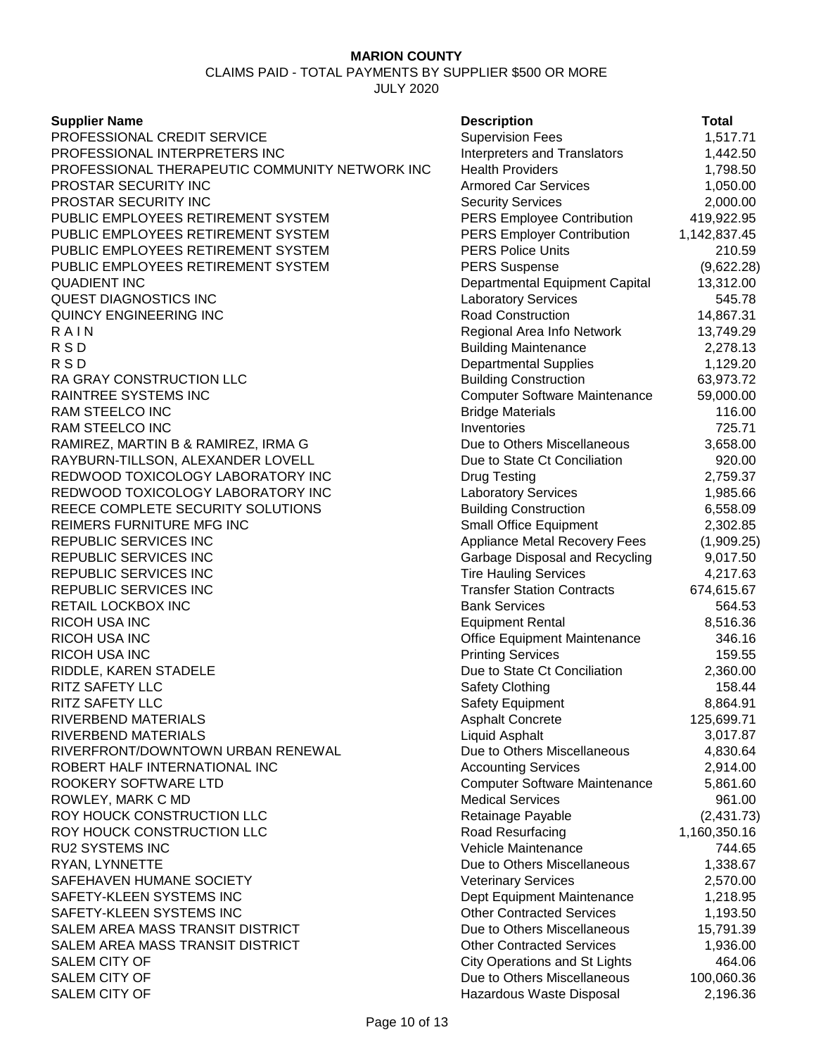**MARION COUNTY**

CLAIMS PAID - TOTAL PAYMENTS BY SUPPLIER $500 OR MORE

JULY 2020

| Supplier Name | Description | Total |
|---|---|---|
| PROFESSIONAL CREDIT SERVICE | Supervision Fees | 1,517.71 |
| PROFESSIONAL INTERPRETERS INC | Interpreters and Translators | 1,442.50 |
| PROFESSIONAL THERAPEUTIC COMMUNITY NETWORK INC | Health Providers | 1,798.50 |
| PROSTAR SECURITY INC | Armored Car Services | 1,050.00 |
| PROSTAR SECURITY INC | Security Services | 2,000.00 |
| PUBLIC EMPLOYEES RETIREMENT SYSTEM | PERS Employee Contribution | 419,922.95 |
| PUBLIC EMPLOYEES RETIREMENT SYSTEM | PERS Employer Contribution | 1,142,837.45 |
| PUBLIC EMPLOYEES RETIREMENT SYSTEM | PERS Police Units | 210.59 |
| PUBLIC EMPLOYEES RETIREMENT SYSTEM | PERS Suspense | (9,622.28) |
| QUADIENT INC | Departmental Equipment Capital | 13,312.00 |
| QUEST DIAGNOSTICS INC | Laboratory Services | 545.78 |
| QUINCY ENGINEERING INC | Road Construction | 14,867.31 |
| R A I N | Regional Area Info Network | 13,749.29 |
| R S D | Building Maintenance | 2,278.13 |
| R S D | Departmental Supplies | 1,129.20 |
| RA GRAY CONSTRUCTION LLC | Building Construction | 63,973.72 |
| RAINTREE SYSTEMS INC | Computer Software Maintenance | 59,000.00 |
| RAM STEELCO INC | Bridge Materials | 116.00 |
| RAM STEELCO INC | Inventories | 725.71 |
| RAMIREZ, MARTIN B & RAMIREZ, IRMA G | Due to Others Miscellaneous | 3,658.00 |
| RAYBURN-TILLSON, ALEXANDER LOVELL | Due to State Ct Conciliation | 920.00 |
| REDWOOD TOXICOLOGY LABORATORY INC | Drug Testing | 2,759.37 |
| REDWOOD TOXICOLOGY LABORATORY INC | Laboratory Services | 1,985.66 |
| REECE COMPLETE SECURITY SOLUTIONS | Building Construction | 6,558.09 |
| REIMERS FURNITURE MFG INC | Small Office Equipment | 2,302.85 |
| REPUBLIC SERVICES INC | Appliance Metal Recovery Fees | (1,909.25) |
| REPUBLIC SERVICES INC | Garbage Disposal and Recycling | 9,017.50 |
| REPUBLIC SERVICES INC | Tire Hauling Services | 4,217.63 |
| REPUBLIC SERVICES INC | Transfer Station Contracts | 674,615.67 |
| RETAIL LOCKBOX INC | Bank Services | 564.53 |
| RICOH USA INC | Equipment Rental | 8,516.36 |
| RICOH USA INC | Office Equipment Maintenance | 346.16 |
| RICOH USA INC | Printing Services | 159.55 |
| RIDDLE, KAREN STADELE | Due to State Ct Conciliation | 2,360.00 |
| RITZ SAFETY LLC | Safety Clothing | 158.44 |
| RITZ SAFETY LLC | Safety Equipment | 8,864.91 |
| RIVERBEND MATERIALS | Asphalt Concrete | 125,699.71 |
| RIVERBEND MATERIALS | Liquid Asphalt | 3,017.87 |
| RIVERFRONT/DOWNTOWN URBAN RENEWAL | Due to Others Miscellaneous | 4,830.64 |
| ROBERT HALF INTERNATIONAL INC | Accounting Services | 2,914.00 |
| ROOKERY SOFTWARE LTD | Computer Software Maintenance | 5,861.60 |
| ROWLEY, MARK C MD | Medical Services | 961.00 |
| ROY HOUCK CONSTRUCTION LLC | Retainage Payable | (2,431.73) |
| ROY HOUCK CONSTRUCTION LLC | Road Resurfacing | 1,160,350.16 |
| RU2 SYSTEMS INC | Vehicle Maintenance | 744.65 |
| RYAN, LYNNETTE | Due to Others Miscellaneous | 1,338.67 |
| SAFEHAVEN HUMANE SOCIETY | Veterinary Services | 2,570.00 |
| SAFETY-KLEEN SYSTEMS INC | Dept Equipment Maintenance | 1,218.95 |
| SAFETY-KLEEN SYSTEMS INC | Other Contracted Services | 1,193.50 |
| SALEM AREA MASS TRANSIT DISTRICT | Due to Others Miscellaneous | 15,791.39 |
| SALEM AREA MASS TRANSIT DISTRICT | Other Contracted Services | 1,936.00 |
| SALEM CITY OF | City Operations and St Lights | 464.06 |
| SALEM CITY OF | Due to Others Miscellaneous | 100,060.36 |
| SALEM CITY OF | Hazardous Waste Disposal | 2,196.36 |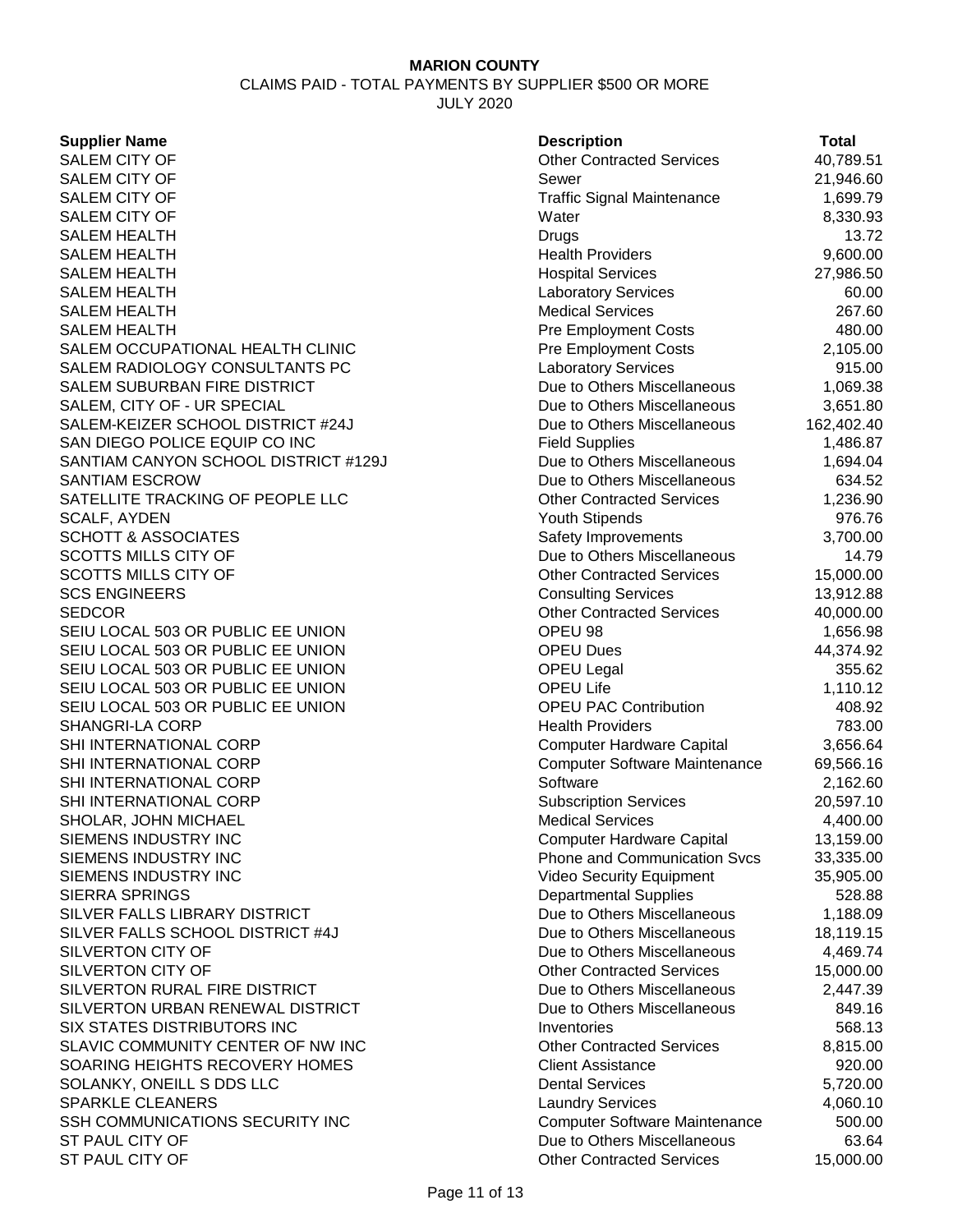**MARION COUNTY**

CLAIMS PAID - TOTAL PAYMENTS BY SUPPLIER $500 OR MORE

JULY 2020

| Supplier Name | Description | Total |
|---|---|---|
| SALEM CITY OF | Other Contracted Services | 40,789.51 |
| SALEM CITY OF | Sewer | 21,946.60 |
| SALEM CITY OF | Traffic Signal Maintenance | 1,699.79 |
| SALEM CITY OF | Water | 8,330.93 |
| SALEM HEALTH | Drugs | 13.72 |
| SALEM HEALTH | Health Providers | 9,600.00 |
| SALEM HEALTH | Hospital Services | 27,986.50 |
| SALEM HEALTH | Laboratory Services | 60.00 |
| SALEM HEALTH | Medical Services | 267.60 |
| SALEM HEALTH | Pre Employment Costs | 480.00 |
| SALEM OCCUPATIONAL HEALTH CLINIC | Pre Employment Costs | 2,105.00 |
| SALEM RADIOLOGY CONSULTANTS PC | Laboratory Services | 915.00 |
| SALEM SUBURBAN FIRE DISTRICT | Due to Others Miscellaneous | 1,069.38 |
| SALEM, CITY OF - UR SPECIAL | Due to Others Miscellaneous | 3,651.80 |
| SALEM-KEIZER SCHOOL DISTRICT #24J | Due to Others Miscellaneous | 162,402.40 |
| SAN DIEGO POLICE EQUIP CO INC | Field Supplies | 1,486.87 |
| SANTIAM CANYON SCHOOL DISTRICT #129J | Due to Others Miscellaneous | 1,694.04 |
| SANTIAM ESCROW | Due to Others Miscellaneous | 634.52 |
| SATELLITE TRACKING OF PEOPLE LLC | Other Contracted Services | 1,236.90 |
| SCALF, AYDEN | Youth Stipends | 976.76 |
| SCHOTT & ASSOCIATES | Safety Improvements | 3,700.00 |
| SCOTTS MILLS CITY OF | Due to Others Miscellaneous | 14.79 |
| SCOTTS MILLS CITY OF | Other Contracted Services | 15,000.00 |
| SCS ENGINEERS | Consulting Services | 13,912.88 |
| SEDCOR | Other Contracted Services | 40,000.00 |
| SEIU LOCAL 503 OR PUBLIC EE UNION | OPEU 98 | 1,656.98 |
| SEIU LOCAL 503 OR PUBLIC EE UNION | OPEU Dues | 44,374.92 |
| SEIU LOCAL 503 OR PUBLIC EE UNION | OPEU Legal | 355.62 |
| SEIU LOCAL 503 OR PUBLIC EE UNION | OPEU Life | 1,110.12 |
| SEIU LOCAL 503 OR PUBLIC EE UNION | OPEU PAC Contribution | 408.92 |
| SHANGRI-LA CORP | Health Providers | 783.00 |
| SHI INTERNATIONAL CORP | Computer Hardware Capital | 3,656.64 |
| SHI INTERNATIONAL CORP | Computer Software Maintenance | 69,566.16 |
| SHI INTERNATIONAL CORP | Software | 2,162.60 |
| SHI INTERNATIONAL CORP | Subscription Services | 20,597.10 |
| SHOLAR, JOHN MICHAEL | Medical Services | 4,400.00 |
| SIEMENS INDUSTRY INC | Computer Hardware Capital | 13,159.00 |
| SIEMENS INDUSTRY INC | Phone and Communication Svcs | 33,335.00 |
| SIEMENS INDUSTRY INC | Video Security Equipment | 35,905.00 |
| SIERRA SPRINGS | Departmental Supplies | 528.88 |
| SILVER FALLS LIBRARY DISTRICT | Due to Others Miscellaneous | 1,188.09 |
| SILVER FALLS SCHOOL DISTRICT #4J | Due to Others Miscellaneous | 18,119.15 |
| SILVERTON CITY OF | Due to Others Miscellaneous | 4,469.74 |
| SILVERTON CITY OF | Other Contracted Services | 15,000.00 |
| SILVERTON RURAL FIRE DISTRICT | Due to Others Miscellaneous | 2,447.39 |
| SILVERTON URBAN RENEWAL DISTRICT | Due to Others Miscellaneous | 849.16 |
| SIX STATES DISTRIBUTORS INC | Inventories | 568.13 |
| SLAVIC COMMUNITY CENTER OF NW INC | Other Contracted Services | 8,815.00 |
| SOARING HEIGHTS RECOVERY HOMES | Client Assistance | 920.00 |
| SOLANKY, ONEILL S DDS LLC | Dental Services | 5,720.00 |
| SPARKLE CLEANERS | Laundry Services | 4,060.10 |
| SSH COMMUNICATIONS SECURITY INC | Computer Software Maintenance | 500.00 |
| ST PAUL CITY OF | Due to Others Miscellaneous | 63.64 |
| ST PAUL CITY OF | Other Contracted Services | 15,000.00 |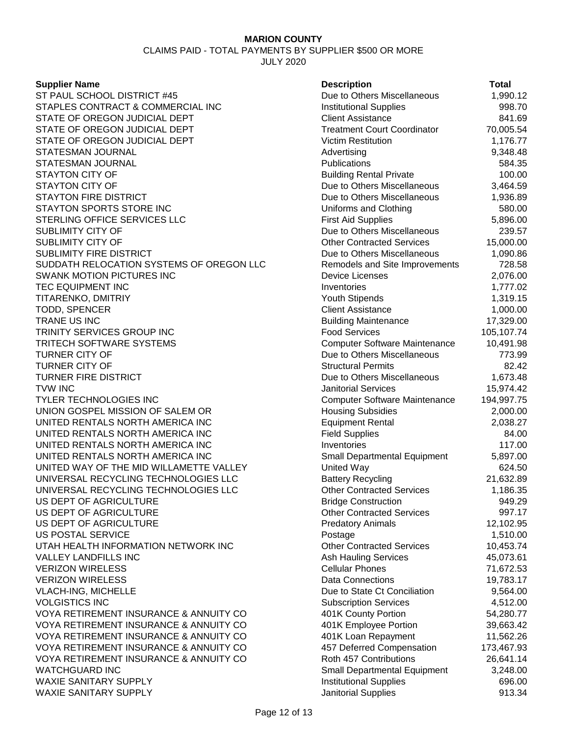**MARION COUNTY**

CLAIMS PAID - TOTAL PAYMENTS BY SUPPLIER $500 OR MORE

JULY 2020

| Supplier Name | Description | Total |
|---|---|---|
| ST PAUL SCHOOL DISTRICT #45 | Due to Others Miscellaneous | 1,990.12 |
| STAPLES CONTRACT & COMMERCIAL INC | Institutional Supplies | 998.70 |
| STATE OF OREGON JUDICIAL DEPT | Client Assistance | 841.69 |
| STATE OF OREGON JUDICIAL DEPT | Treatment Court Coordinator | 70,005.54 |
| STATE OF OREGON JUDICIAL DEPT | Victim Restitution | 1,176.77 |
| STATESMAN JOURNAL | Advertising | 9,348.48 |
| STATESMAN JOURNAL | Publications | 584.35 |
| STAYTON CITY OF | Building Rental Private | 100.00 |
| STAYTON CITY OF | Due to Others Miscellaneous | 3,464.59 |
| STAYTON FIRE DISTRICT | Due to Others Miscellaneous | 1,936.89 |
| STAYTON SPORTS STORE INC | Uniforms and Clothing | 580.00 |
| STERLING OFFICE SERVICES LLC | First Aid Supplies | 5,896.00 |
| SUBLIMITY CITY OF | Due to Others Miscellaneous | 239.57 |
| SUBLIMITY CITY OF | Other Contracted Services | 15,000.00 |
| SUBLIMITY FIRE DISTRICT | Due to Others Miscellaneous | 1,090.86 |
| SUDDATH RELOCATION SYSTEMS OF OREGON LLC | Remodels and Site Improvements | 728.58 |
| SWANK MOTION PICTURES INC | Device Licenses | 2,076.00 |
| TEC EQUIPMENT INC | Inventories | 1,777.02 |
| TITARENKO, DMITRIY | Youth Stipends | 1,319.15 |
| TODD, SPENCER | Client Assistance | 1,000.00 |
| TRANE US INC | Building Maintenance | 17,329.00 |
| TRINITY SERVICES GROUP INC | Food Services | 105,107.74 |
| TRITECH SOFTWARE SYSTEMS | Computer Software Maintenance | 10,491.98 |
| TURNER CITY OF | Due to Others Miscellaneous | 773.99 |
| TURNER CITY OF | Structural Permits | 82.42 |
| TURNER FIRE DISTRICT | Due to Others Miscellaneous | 1,673.48 |
| TVW INC | Janitorial Services | 15,974.42 |
| TYLER TECHNOLOGIES INC | Computer Software Maintenance | 194,997.75 |
| UNION GOSPEL MISSION OF SALEM OR | Housing Subsidies | 2,000.00 |
| UNITED RENTALS NORTH AMERICA INC | Equipment Rental | 2,038.27 |
| UNITED RENTALS NORTH AMERICA INC | Field Supplies | 84.00 |
| UNITED RENTALS NORTH AMERICA INC | Inventories | 117.00 |
| UNITED RENTALS NORTH AMERICA INC | Small Departmental Equipment | 5,897.00 |
| UNITED WAY OF THE MID WILLAMETTE VALLEY | United Way | 624.50 |
| UNIVERSAL RECYCLING TECHNOLOGIES LLC | Battery Recycling | 21,632.89 |
| UNIVERSAL RECYCLING TECHNOLOGIES LLC | Other Contracted Services | 1,186.35 |
| US DEPT OF AGRICULTURE | Bridge Construction | 949.29 |
| US DEPT OF AGRICULTURE | Other Contracted Services | 997.17 |
| US DEPT OF AGRICULTURE | Predatory Animals | 12,102.95 |
| US POSTAL SERVICE | Postage | 1,510.00 |
| UTAH HEALTH INFORMATION NETWORK INC | Other Contracted Services | 10,453.74 |
| VALLEY LANDFILLS INC | Ash Hauling Services | 45,073.61 |
| VERIZON WIRELESS | Cellular Phones | 71,672.53 |
| VERIZON WIRELESS | Data Connections | 19,783.17 |
| VLACH-ING, MICHELLE | Due to State Ct Conciliation | 9,564.00 |
| VOLGISTICS INC | Subscription Services | 4,512.00 |
| VOYA RETIREMENT INSURANCE & ANNUITY CO | 401K County Portion | 54,280.77 |
| VOYA RETIREMENT INSURANCE & ANNUITY CO | 401K Employee Portion | 39,663.42 |
| VOYA RETIREMENT INSURANCE & ANNUITY CO | 401K Loan Repayment | 11,562.26 |
| VOYA RETIREMENT INSURANCE & ANNUITY CO | 457 Deferred Compensation | 173,467.93 |
| VOYA RETIREMENT INSURANCE & ANNUITY CO | Roth 457 Contributions | 26,641.14 |
| WATCHGUARD INC | Small Departmental Equipment | 3,248.00 |
| WAXIE SANITARY SUPPLY | Institutional Supplies | 696.00 |
| WAXIE SANITARY SUPPLY | Janitorial Supplies | 913.34 |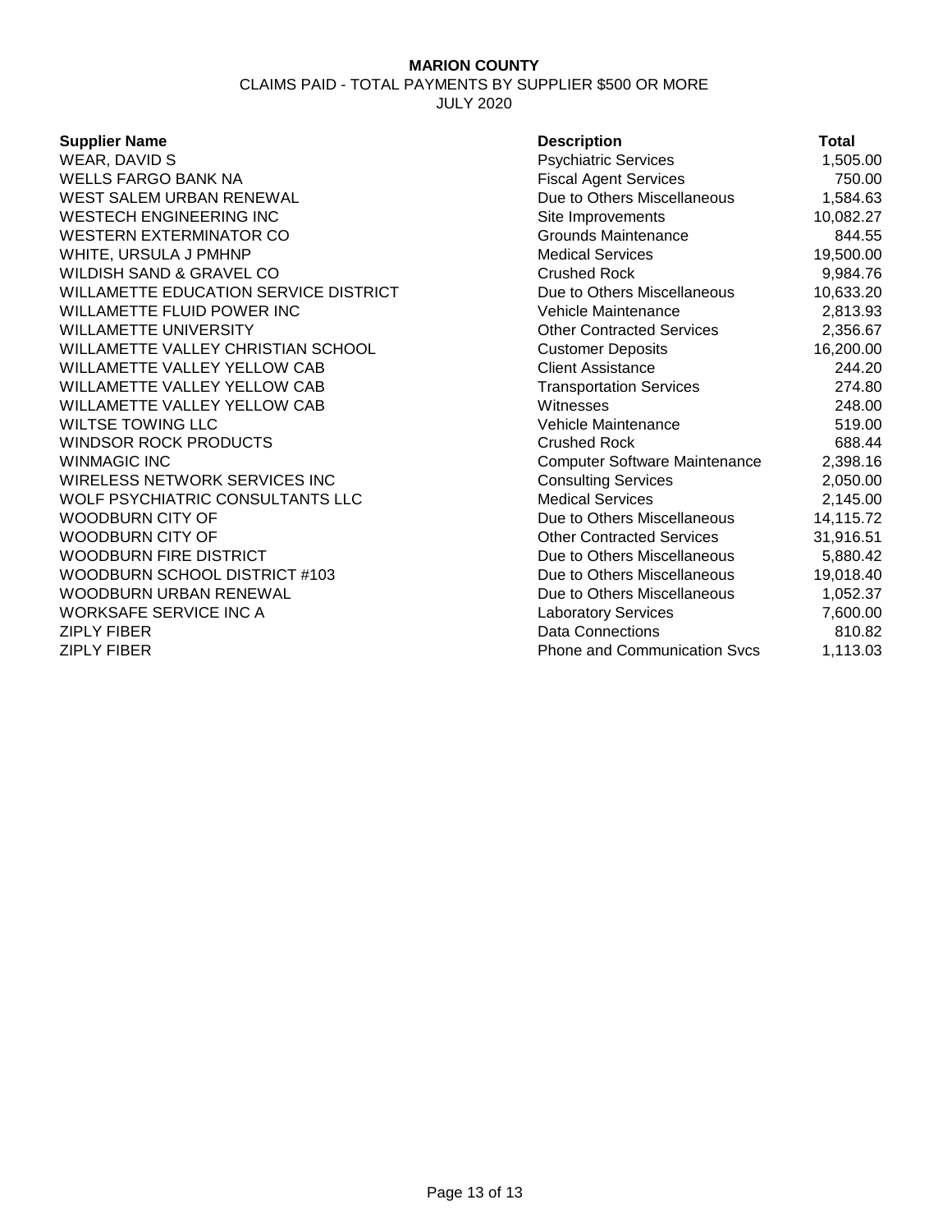**MARION COUNTY**

CLAIMS PAID - TOTAL PAYMENTS BY SUPPLIER $500 OR MORE

JULY 2020

| Supplier Name | Description | Total |
|---|---|---|
| WEAR, DAVID S | Psychiatric Services | 1,505.00 |
| WELLS FARGO BANK NA | Fiscal Agent Services | 750.00 |
| WEST SALEM URBAN RENEWAL | Due to Others Miscellaneous | 1,584.63 |
| WESTECH ENGINEERING INC | Site Improvements | 10,082.27 |
| WESTERN EXTERMINATOR CO | Grounds Maintenance | 844.55 |
| WHITE, URSULA J PMHNP | Medical Services | 19,500.00 |
| WILDISH SAND & GRAVEL CO | Crushed Rock | 9,984.76 |
| WILLAMETTE EDUCATION SERVICE DISTRICT | Due to Others Miscellaneous | 10,633.20 |
| WILLAMETTE FLUID POWER INC | Vehicle Maintenance | 2,813.93 |
| WILLAMETTE UNIVERSITY | Other Contracted Services | 2,356.67 |
| WILLAMETTE VALLEY CHRISTIAN SCHOOL | Customer Deposits | 16,200.00 |
| WILLAMETTE VALLEY YELLOW CAB | Client Assistance | 244.20 |
| WILLAMETTE VALLEY YELLOW CAB | Transportation Services | 274.80 |
| WILLAMETTE VALLEY YELLOW CAB | Witnesses | 248.00 |
| WILTSE TOWING LLC | Vehicle Maintenance | 519.00 |
| WINDSOR ROCK PRODUCTS | Crushed Rock | 688.44 |
| WINMAGIC INC | Computer Software Maintenance | 2,398.16 |
| WIRELESS NETWORK SERVICES INC | Consulting Services | 2,050.00 |
| WOLF PSYCHIATRIC CONSULTANTS LLC | Medical Services | 2,145.00 |
| WOODBURN CITY OF | Due to Others Miscellaneous | 14,115.72 |
| WOODBURN CITY OF | Other Contracted Services | 31,916.51 |
| WOODBURN FIRE DISTRICT | Due to Others Miscellaneous | 5,880.42 |
| WOODBURN SCHOOL DISTRICT #103 | Due to Others Miscellaneous | 19,018.40 |
| WOODBURN URBAN RENEWAL | Due to Others Miscellaneous | 1,052.37 |
| WORKSAFE SERVICE INC A | Laboratory Services | 7,600.00 |
| ZIPLY FIBER | Data Connections | 810.82 |
| ZIPLY FIBER | Phone and Communication Svcs | 1,113.03 |